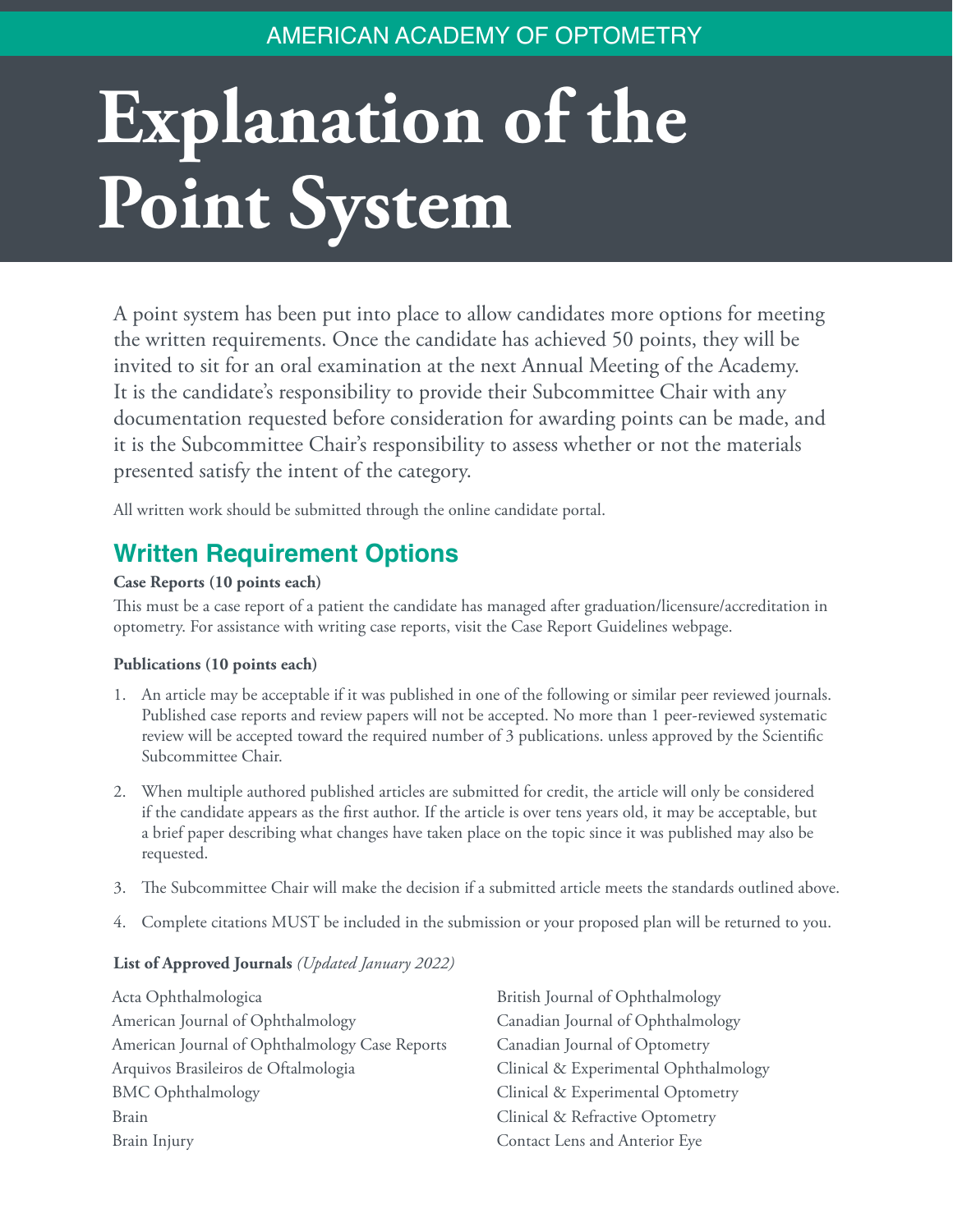AMERICAN ACADEMY OF OPTOMETRY

# Explanation of the Point System

A point system has been put into place to allow candidates more options for meeting the written requirements. Once the candidate has achieved 50 points, they will be invited to sit for an oral examination at the next Annual Meeting of the Academy. It is the candidate's responsibility to provide their Subcommittee Chair with any documentation requested before consideration for awarding points can be made, and it is the Subcommittee Chair's responsibility to assess whether or not the materials presented satisfy the intent of the category.

All written work should be submitted through the online candidate portal.

## Written Requirement Options

**Case Reports (10 points each)**

This must be a case report of a patient the candidate has managed after graduation/licensure/accreditation in optometry. For assistance with writing case reports, visit the Case Report Guidelines webpage.

**Publications (10 points each)**

1. An article may be acceptable if it was published in one of the following or similar peer reviewed journals. Published case reports and review papers will not be accepted. No more than 1 peer-reviewed systematic review will be accepted toward the required number of 3 publications. unless approved by the Scientific Subcommittee Chair.

2. When multiple authored published articles are submitted for credit, the article will only be considered if the candidate appears as the first author. If the article is over tens years old, it may be acceptable, but a brief paper describing what changes have taken place on the topic since it was published may also be requested.

3. The Subcommittee Chair will make the decision if a submitted article meets the standards outlined above.

4. Complete citations MUST be included in the submission or your proposed plan will be returned to you.

**List of Approved Journals** *(Updated January 2022)*

Acta Ophthalmologica
American Journal of Ophthalmology
American Journal of Ophthalmology Case Reports
Arquivos Brasileiros de Oftalmologia
BMC Ophthalmology
Brain
Brain Injury
British Journal of Ophthalmology
Canadian Journal of Ophthalmology
Canadian Journal of Optometry
Clinical & Experimental Ophthalmology
Clinical & Experimental Optometry
Clinical & Refractive Optometry
Contact Lens and Anterior Eye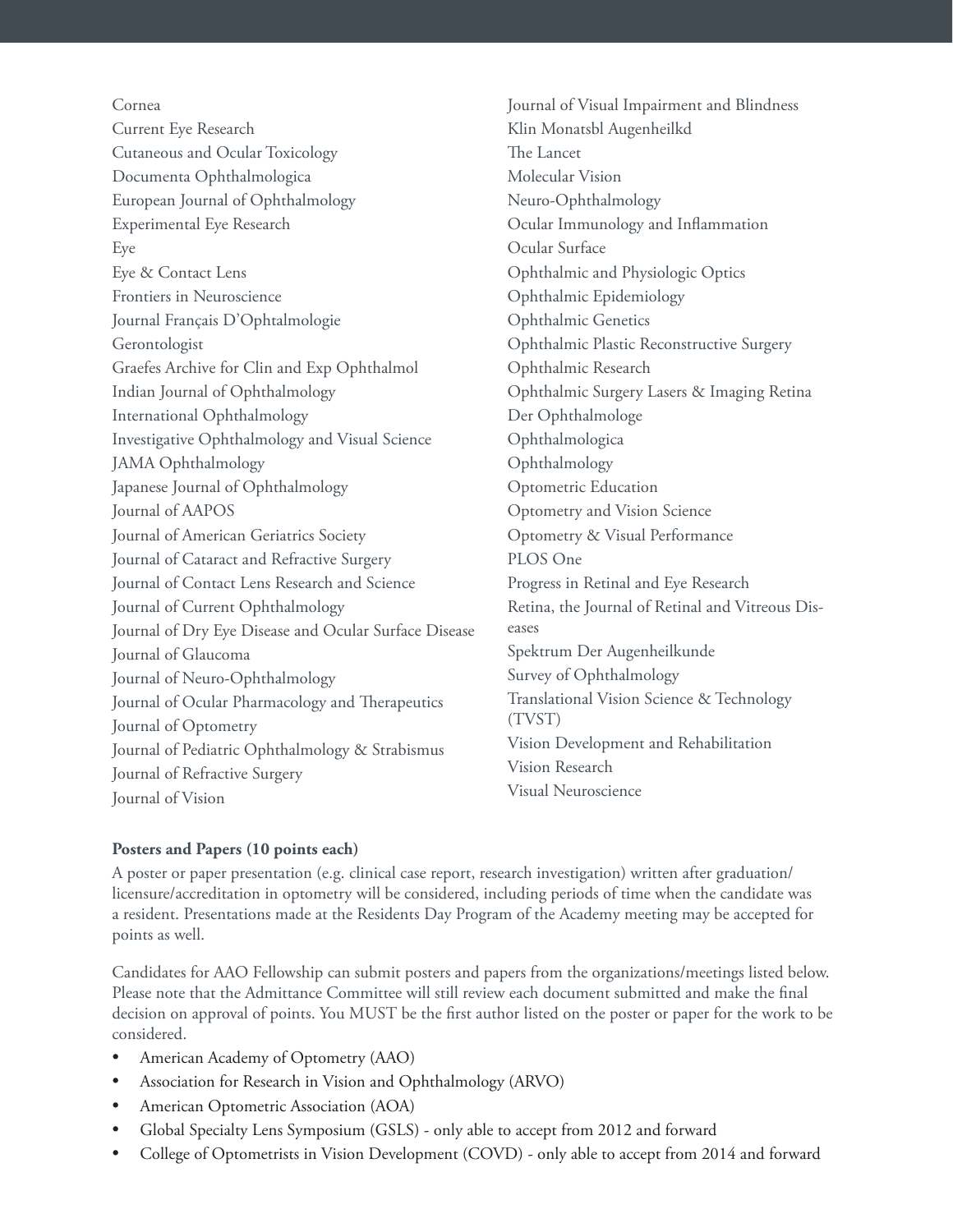Cornea
Current Eye Research
Cutaneous and Ocular Toxicology
Documenta Ophthalmologica
European Journal of Ophthalmology
Experimental Eye Research
Eye
Eye & Contact Lens
Frontiers in Neuroscience
Journal Français D'Ophtalmologie
Gerontologist
Graefes Archive for Clin and Exp Ophthalmol
Indian Journal of Ophthalmology
International Ophthalmology
Investigative Ophthalmology and Visual Science
JAMA Ophthalmology
Japanese Journal of Ophthalmology
Journal of AAPOS
Journal of American Geriatrics Society
Journal of Cataract and Refractive Surgery
Journal of Contact Lens Research and Science
Journal of Current Ophthalmology
Journal of Dry Eye Disease and Ocular Surface Disease
Journal of Glaucoma
Journal of Neuro-Ophthalmology
Journal of Ocular Pharmacology and Therapeutics
Journal of Optometry
Journal of Pediatric Ophthalmology & Strabismus
Journal of Refractive Surgery
Journal of Vision
Journal of Visual Impairment and Blindness
Klin Monatsbl Augenheilkd
The Lancet
Molecular Vision
Neuro-Ophthalmology
Ocular Immunology and Inflammation
Ocular Surface
Ophthalmic and Physiologic Optics
Ophthalmic Epidemiology
Ophthalmic Genetics
Ophthalmic Plastic Reconstructive Surgery
Ophthalmic Research
Ophthalmic Surgery Lasers & Imaging Retina
Der Ophthalmologe
Ophthalmologica
Ophthalmology
Optometric Education
Optometry and Vision Science
Optometry & Visual Performance
PLOS One
Progress in Retinal and Eye Research
Retina, the Journal of Retinal and Vitreous Diseases
Spektrum Der Augenheilkunde
Survey of Ophthalmology
Translational Vision Science & Technology (TVST)
Vision Development and Rehabilitation
Vision Research
Visual Neuroscience

**Posters and Papers (10 points each)**

A poster or paper presentation (e.g. clinical case report, research investigation) written after graduation/licensure/accreditation in optometry will be considered, including periods of time when the candidate was a resident. Presentations made at the Residents Day Program of the Academy meeting may be accepted for points as well.

Candidates for AAO Fellowship can submit posters and papers from the organizations/meetings listed below. Please note that the Admittance Committee will still review each document submitted and make the final decision on approval of points. You MUST be the first author listed on the poster or paper for the work to be considered.

- American Academy of Optometry (AAO)
- Association for Research in Vision and Ophthalmology (ARVO)
- American Optometric Association (AOA)
- Global Specialty Lens Symposium (GSLS) - only able to accept from 2012 and forward
- College of Optometrists in Vision Development (COVD) - only able to accept from 2014 and forward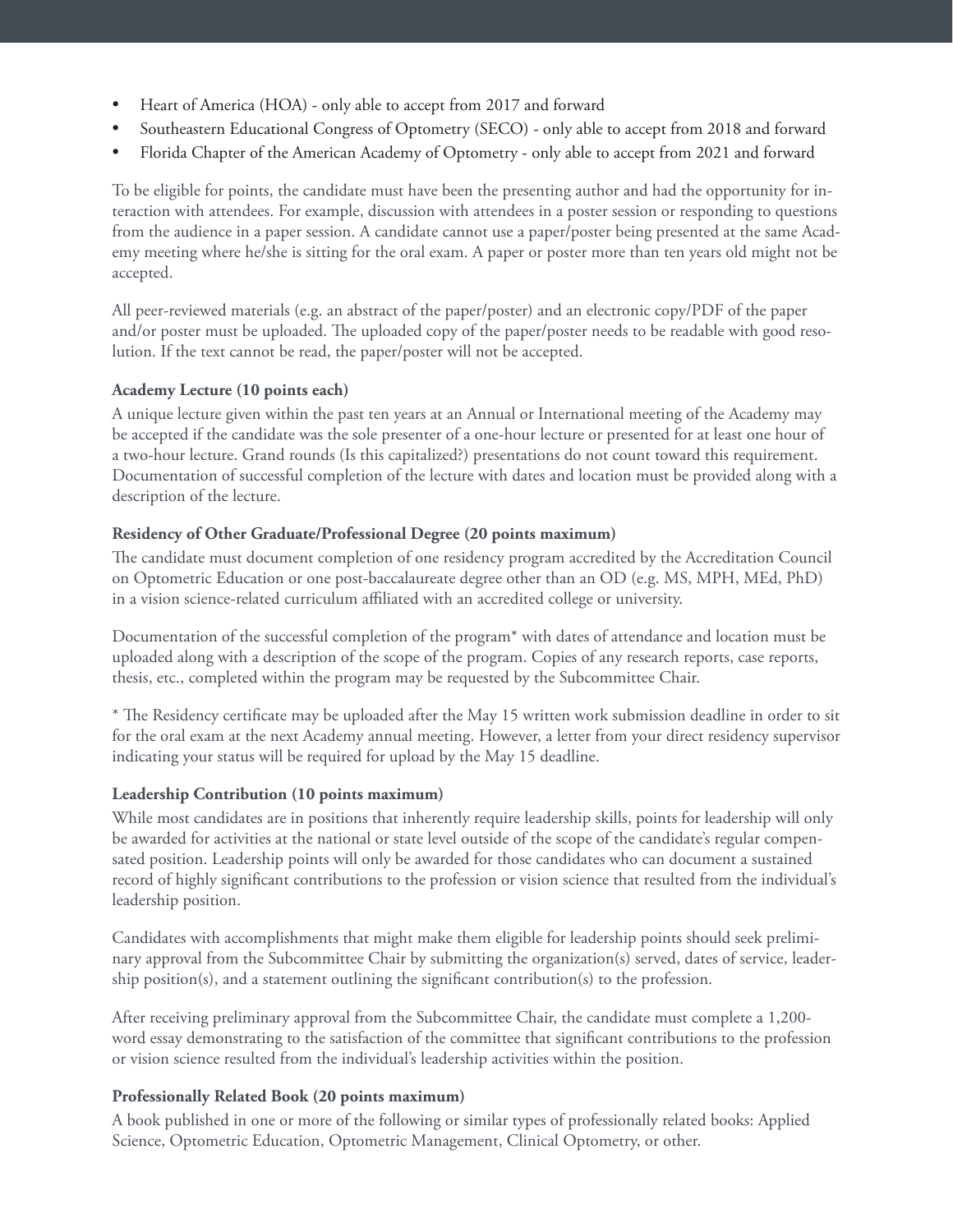- Heart of America (HOA) - only able to accept from 2017 and forward
- Southeastern Educational Congress of Optometry (SECO) - only able to accept from 2018 and forward
- Florida Chapter of the American Academy of Optometry - only able to accept from 2021 and forward

To be eligible for points, the candidate must have been the presenting author and had the opportunity for interaction with attendees. For example, discussion with attendees in a poster session or responding to questions from the audience in a paper session. A candidate cannot use a paper/poster being presented at the same Academy meeting where he/she is sitting for the oral exam. A paper or poster more than ten years old might not be accepted.

All peer-reviewed materials (e.g. an abstract of the paper/poster) and an electronic copy/PDF of the paper and/or poster must be uploaded. The uploaded copy of the paper/poster needs to be readable with good resolution. If the text cannot be read, the paper/poster will not be accepted.

**Academy Lecture (10 points each)**

A unique lecture given within the past ten years at an Annual or International meeting of the Academy may be accepted if the candidate was the sole presenter of a one-hour lecture or presented for at least one hour of a two-hour lecture. Grand rounds (Is this capitalized?) presentations do not count toward this requirement. Documentation of successful completion of the lecture with dates and location must be provided along with a description of the lecture.

**Residency of Other Graduate/Professional Degree (20 points maximum)**

The candidate must document completion of one residency program accredited by the Accreditation Council on Optometric Education or one post-baccalaureate degree other than an OD (e.g. MS, MPH, MEd, PhD) in a vision science-related curriculum affiliated with an accredited college or university.

Documentation of the successful completion of the program* with dates of attendance and location must be uploaded along with a description of the scope of the program. Copies of any research reports, case reports, thesis, etc., completed within the program may be requested by the Subcommittee Chair.

* The Residency certificate may be uploaded after the May 15 written work submission deadline in order to sit for the oral exam at the next Academy annual meeting. However, a letter from your direct residency supervisor indicating your status will be required for upload by the May 15 deadline.

**Leadership Contribution (10 points maximum)**

While most candidates are in positions that inherently require leadership skills, points for leadership will only be awarded for activities at the national or state level outside of the scope of the candidate's regular compensated position. Leadership points will only be awarded for those candidates who can document a sustained record of highly significant contributions to the profession or vision science that resulted from the individual's leadership position.

Candidates with accomplishments that might make them eligible for leadership points should seek preliminary approval from the Subcommittee Chair by submitting the organization(s) served, dates of service, leadership position(s), and a statement outlining the significant contribution(s) to the profession.

After receiving preliminary approval from the Subcommittee Chair, the candidate must complete a 1,200-word essay demonstrating to the satisfaction of the committee that significant contributions to the profession or vision science resulted from the individual's leadership activities within the position.

**Professionally Related Book (20 points maximum)**

A book published in one or more of the following or similar types of professionally related books: Applied Science, Optometric Education, Optometric Management, Clinical Optometry, or other.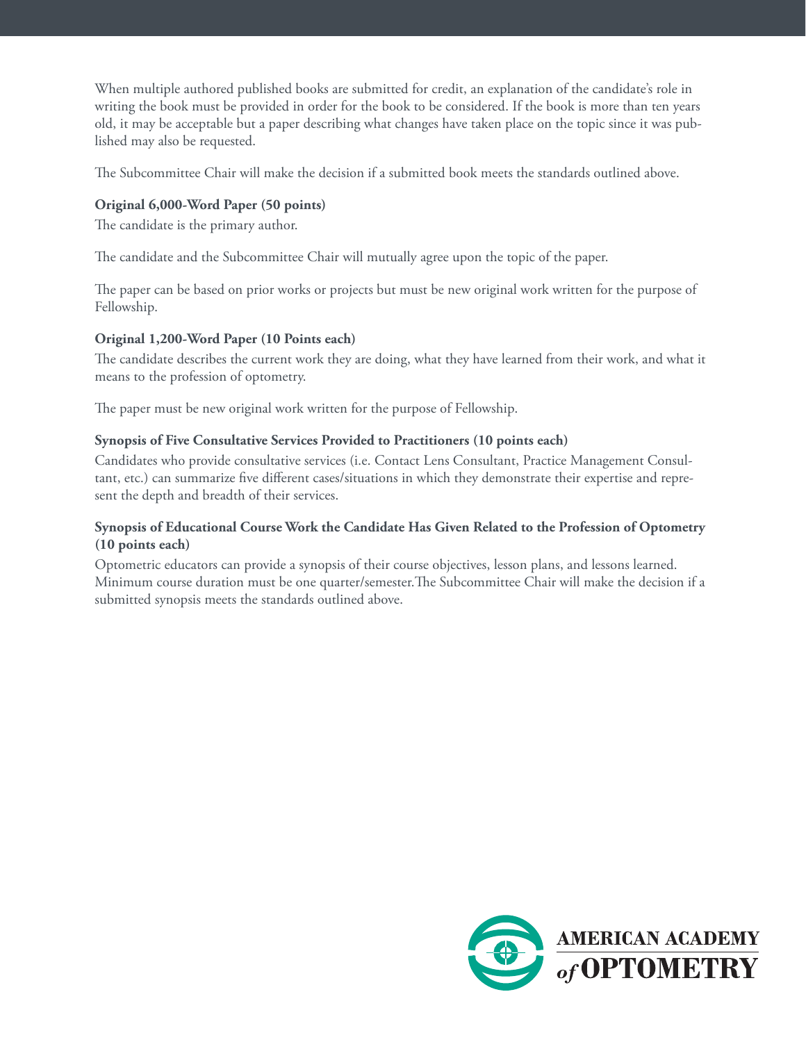When multiple authored published books are submitted for credit, an explanation of the candidate's role in writing the book must be provided in order for the book to be considered. If the book is more than ten years old, it may be acceptable but a paper describing what changes have taken place on the topic since it was published may also be requested.

The Subcommittee Chair will make the decision if a submitted book meets the standards outlined above.

**Original 6,000-Word Paper (50 points)**

The candidate is the primary author.

The candidate and the Subcommittee Chair will mutually agree upon the topic of the paper.

The paper can be based on prior works or projects but must be new original work written for the purpose of Fellowship.

**Original 1,200-Word Paper (10 Points each)**

The candidate describes the current work they are doing, what they have learned from their work, and what it means to the profession of optometry.

The paper must be new original work written for the purpose of Fellowship.

**Synopsis of Five Consultative Services Provided to Practitioners (10 points each)**

Candidates who provide consultative services (i.e. Contact Lens Consultant, Practice Management Consultant, etc.) can summarize five different cases/situations in which they demonstrate their expertise and represent the depth and breadth of their services.

**Synopsis of Educational Course Work the Candidate Has Given Related to the Profession of Optometry (10 points each)**

Optometric educators can provide a synopsis of their course objectives, lesson plans, and lessons learned. Minimum course duration must be one quarter/semester.The Subcommittee Chair will make the decision if a submitted synopsis meets the standards outlined above.

AMERICAN ACADEMY *of* OPTOMETRY